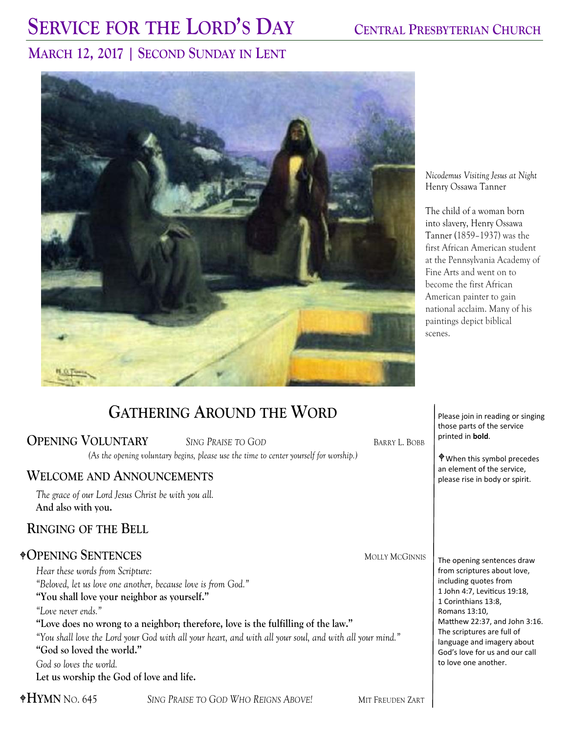# Service for the Lord's Day

**Central Presbyterian Church**

## March 12, 2017 | Second Sunday in Lent

*Nicodemus Visiting Jesus at Night*
Henry Ossawa Tanner

The child of a woman born into slavery, Henry Ossawa Tanner (1859–1937) was the first African American student at the Pennsylvania Academy of Fine Arts and went on to become the first African American painter to gain national acclaim. Many of his paintings depict biblical scenes.

## Gathering Around the Word

Please join in reading or singing those parts of the service printed in **bold**.

✟When this symbol precedes an element of the service, please rise in body or spirit.

### Opening Voluntary — *Sing Praise to God* — Barry L. Bobb

*(As the opening voluntary begins, please use the time to center yourself for worship.)*

### Welcome and Announcements

*The grace of our Lord Jesus Christ be with you all.*
**And also with you.**

### Ringing of the Bell

### ✟Opening Sentences — Molly McGinnis

The opening sentences draw from scriptures about love, including quotes from 1 John 4:7, Leviticus 19:18, 1 Corinthians 13:8, Romans 13:10, Matthew 22:37, and John 3:16. The scriptures are full of language and imagery about God's love for us and our call to love one another.

*Hear these words from Scripture:*
*"Beloved, let us love one another, because love is from God."*
**"You shall love your neighbor as yourself."**
*"Love never ends."*
**"Love does no wrong to a neighbor; therefore, love is the fulfilling of the law."**
*"You shall love the Lord your God with all your heart, and with all your soul, and with all your mind."*
**"God so loved the world."**
*God so loves the world.*
**Let us worship the God of love and life.**

### ✟Hymn No. 645 — *Sing Praise to God Who Reigns Above!* — Mit Freuden Zart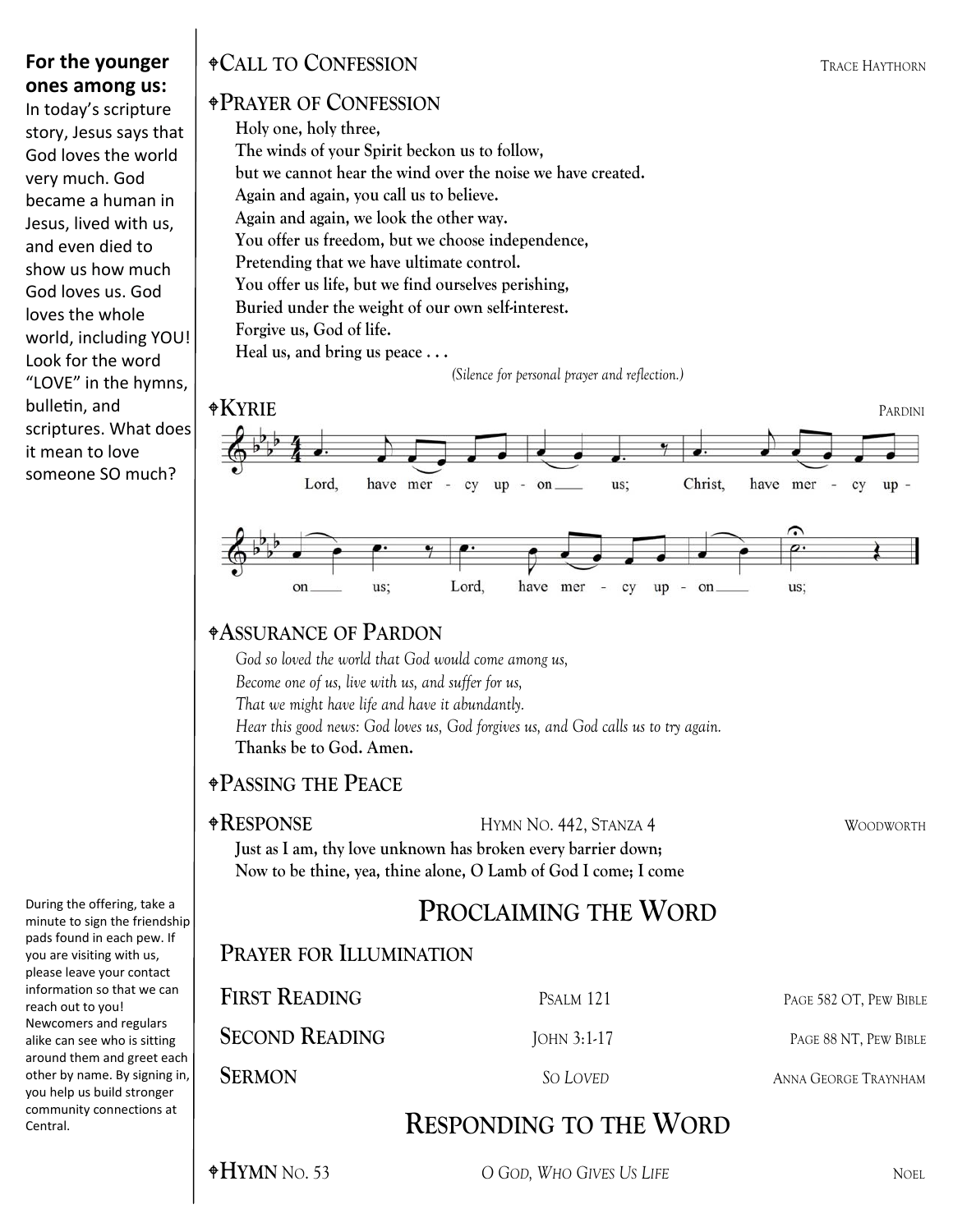**For the younger ones among us:**
In today's scripture story, Jesus says that God loves the world very much. God became a human in Jesus, lived with us, and even died to show us how much God loves us. God loves the whole world, including YOU! Look for the word "LOVE" in the hymns, bulletin, and scriptures. What does it mean to love someone SO much?

During the offering, take a minute to sign the friendship pads found in each pew. If you are visiting with us, please leave your contact information so that we can reach out to you! Newcomers and regulars alike can see who is sitting around them and greet each other by name. By signing in, you help us build stronger community connections at Central.

**✝Call to Confession** — Trace Haythorn

**✝Prayer of Confession**

**Holy one, holy three,**
**The winds of your Spirit beckon us to follow,**
**but we cannot hear the wind over the noise we have created.**
**Again and again, you call us to believe.**
**Again and again, we look the other way.**
**You offer us freedom, but we choose independence,**
**Pretending that we have ultimate control.**
**You offer us life, but we find ourselves perishing,**
**Buried under the weight of our own self-interest.**
**Forgive us, God of life.**
**Heal us, and bring us peace . . .**

*(Silence for personal prayer and reflection.)*

**✝Kyrie** — Pardini

Lord, have mercy upon us; Christ, have mercy upon us; Lord, have mercy upon us;

**✝Assurance of Pardon**

*God so loved the world that God would come among us,*
*Become one of us, live with us, and suffer for us,*
*That we might have life and have it abundantly.*
*Hear this good news: God loves us, God forgives us, and God calls us to try again.*
**Thanks be to God. Amen.**

**✝Passing the Peace**

**✝Response** — Hymn No. 442, Stanza 4 — Woodworth

**Just as I am, thy love unknown has broken every barrier down;**
**Now to be thine, yea, thine alone, O Lamb of God I come; I come**

## Proclaiming the Word

**Prayer for Illumination**

**First Reading** — Psalm 121 — Page 582 OT, Pew Bible

**Second Reading** — John 3:1-17 — Page 88 NT, Pew Bible

**Sermon** — *So Loved* — Anna George Traynham

## Responding to the Word

**✝Hymn** No. 53 — *O God, Who Gives Us Life* — Noel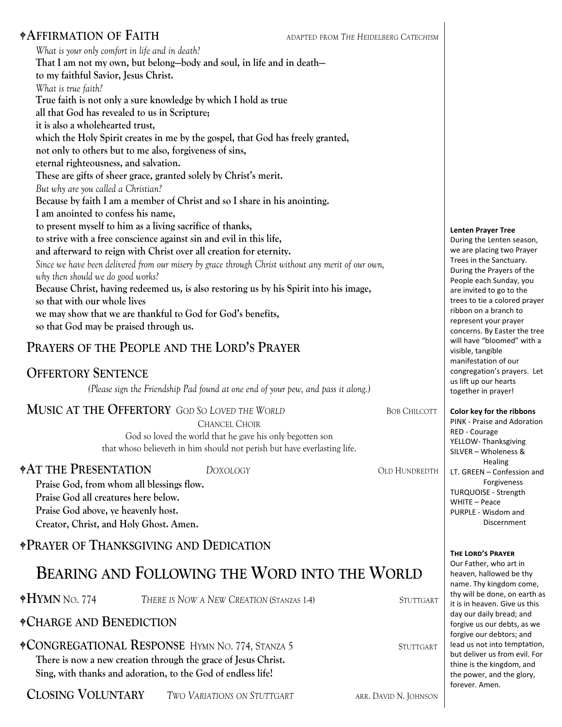## ♰AFFIRMATION OF FAITH

ADAPTED FROM *THE HEIDELBERG CATECHISM*

*What is your only comfort in life and in death?*
**That I am not my own, but belong—body and soul, in life and in death—**
**to my faithful Savior, Jesus Christ.**
*What is true faith?*
**True faith is not only a sure knowledge by which I hold as true**
**all that God has revealed to us in Scripture;**
**it is also a wholehearted trust,**
**which the Holy Spirit creates in me by the gospel, that God has freely granted,**
**not only to others but to me also, forgiveness of sins,**
**eternal righteousness, and salvation.**
**These are gifts of sheer grace, granted solely by Christ's merit.**
*But why are you called a Christian?*
**Because by faith I am a member of Christ and so I share in his anointing.**
**I am anointed to confess his name,**
**to present myself to him as a living sacrifice of thanks,**
**to strive with a free conscience against sin and evil in this life,**
**and afterward to reign with Christ over all creation for eternity.**
*Since we have been delivered from our misery by grace through Christ without any merit of our own, why then should we do good works?*
**Because Christ, having redeemed us, is also restoring us by his Spirit into his image,**
**so that with our whole lives**
**we may show that we are thankful to God for God's benefits,**
**so that God may be praised through us.**

## PRAYERS OF THE PEOPLE AND THE LORD'S PRAYER

## OFFERTORY SENTENCE

*(Please sign the Friendship Pad found at one end of your pew, and pass it along.)*

## MUSIC AT THE OFFERTORY *GOD SO LOVED THE WORLD* — BOB CHILCOTT

CHANCEL CHOIR

God so loved the world that he gave his only begotten son
that whoso believeth in him should not perish but have everlasting life.

## ♰AT THE PRESENTATION *DOXOLOGY* — OLD HUNDREDTH

**Praise God, from whom all blessings flow.**
**Praise God all creatures here below.**
**Praise God above, ye heavenly host.**
**Creator, Christ, and Holy Ghost. Amen.**

## ♰PRAYER OF THANKSGIVING AND DEDICATION

# BEARING AND FOLLOWING THE WORD INTO THE WORLD

## ♰HYMN NO. 774 *THERE IS NOW A NEW CREATION* (STANZAS 1-4) — STUTTGART

## ♰CHARGE AND BENEDICTION

## ♰CONGREGATIONAL RESPONSE HYMN NO. 774, STANZA 5 — STUTTGART

**There is now a new creation through the grace of Jesus Christ.**
**Sing, with thanks and adoration, to the God of endless life!**

## CLOSING VOLUNTARY *TWO VARIATIONS ON STUTTGART* — ARR. DAVID N. JOHNSON

---

**Lenten Prayer Tree**

During the Lenten season, we are placing two Prayer Trees in the Sanctuary. During the Prayers of the People each Sunday, you are invited to go to the trees to tie a colored prayer ribbon on a branch to represent your prayer concerns. By Easter the tree will have "bloomed" with a visible, tangible manifestation of our congregation's prayers. Let us lift up our hearts together in prayer!

**Color key for the ribbons**

PINK - Praise and Adoration
RED - Courage
YELLOW- Thanksgiving
SILVER – Wholeness & Healing
LT. GREEN – Confession and Forgiveness
TURQUOISE - Strength
WHITE – Peace
PURPLE - Wisdom and Discernment

**THE LORD'S PRAYER**

Our Father, who art in heaven, hallowed be thy name. Thy kingdom come, thy will be done, on earth as it is in heaven. Give us this day our daily bread; and forgive us our debts, as we forgive our debtors; and lead us not into temptation, but deliver us from evil. For thine is the kingdom, and the power, and the glory, forever. Amen.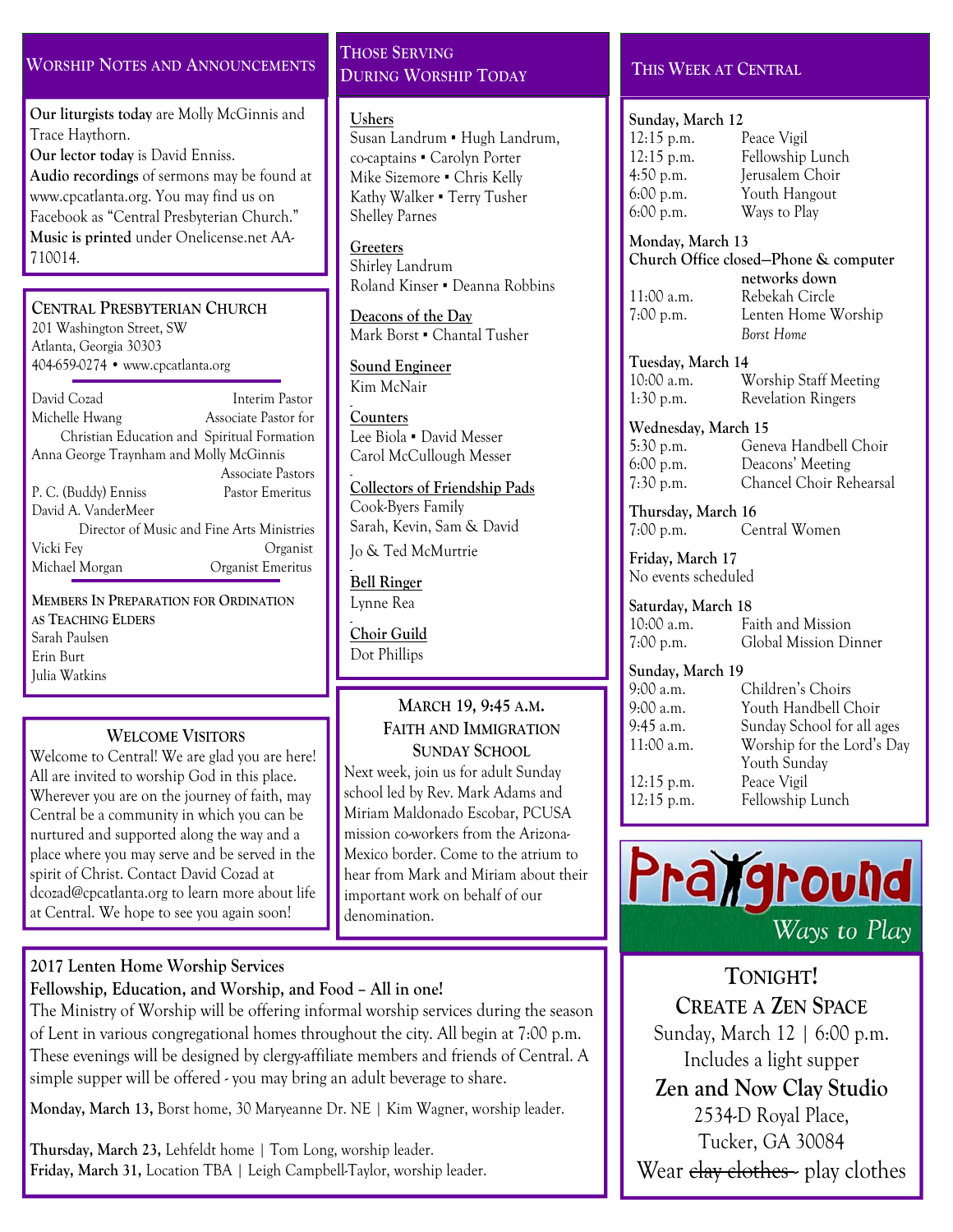## Worship Notes and Announcements

**Our liturgists today** are Molly McGinnis and Trace Haythorn.
**Our lector today** is David Enniss.
**Audio recordings** of sermons may be found at www.cpcatlanta.org. You may find us on Facebook as "Central Presbyterian Church."
**Music is printed** under Onelicense.net AA-710014.

## Central Presbyterian Church

201 Washington Street, SW
Atlanta, Georgia 30303
404-659-0274 • www.cpcatlanta.org

David Cozad — Interim Pastor
Michelle Hwang — Associate Pastor for Christian Education and Spiritual Formation
Anna George Traynham and Molly McGinnis — Associate Pastors
P. C. (Buddy) Enniss — Pastor Emeritus
David A. VanderMeer — Director of Music and Fine Arts Ministries
Vicki Fey — Organist
Michael Morgan — Organist Emeritus

**Members In Preparation for Ordination as Teaching Elders**
Sarah Paulsen
Erin Burt
Julia Watkins

## Welcome Visitors

Welcome to Central! We are glad you are here! All are invited to worship God in this place. Wherever you are on the journey of faith, may Central be a community in which you can be nurtured and supported along the way and a place where you may serve and be served in the spirit of Christ. Contact David Cozad at dcozad@cpcatlanta.org to learn more about life at Central. We hope to see you again soon!

## Those Serving During Worship Today

**Ushers**
Susan Landrum ▪ Hugh Landrum, co-captains ▪ Carolyn Porter
Mike Sizemore ▪ Chris Kelly
Kathy Walker ▪ Terry Tusher
Shelley Parnes

**Greeters**
Shirley Landrum
Roland Kinser ▪ Deanna Robbins

**Deacons of the Day**
Mark Borst ▪ Chantal Tusher

**Sound Engineer**
Kim McNair

**Counters**
Lee Biola ▪ David Messer
Carol McCullough Messer

**Collectors of Friendship Pads**
Cook-Byers Family
Sarah, Kevin, Sam & David
Jo & Ted McMurtrie

**Bell Ringer**
Lynne Rea

**Choir Guild**
Dot Phillips

## March 19, 9:45 a.m. Faith and Immigration Sunday School

Next week, join us for adult Sunday school led by Rev. Mark Adams and Miriam Maldonado Escobar, PCUSA mission co-workers from the Arizona-Mexico border. Come to the atrium to hear from Mark and Miriam about their important work on behalf of our denomination.

## This Week at Central

**Sunday, March 12**
12:15 p.m. — Peace Vigil
12:15 p.m. — Fellowship Lunch
4:50 p.m. — Jerusalem Choir
6:00 p.m. — Youth Hangout
6:00 p.m. — Ways to Play

**Monday, March 13**
**Church Office closed—Phone & computer networks down**
11:00 a.m. — Rebekah Circle
7:00 p.m. — Lenten Home Worship *Borst Home*

**Tuesday, March 14**
10:00 a.m. — Worship Staff Meeting
1:30 p.m. — Revelation Ringers

**Wednesday, March 15**
5:30 p.m. — Geneva Handbell Choir
6:00 p.m. — Deacons' Meeting
7:30 p.m. — Chancel Choir Rehearsal

**Thursday, March 16**
7:00 p.m. — Central Women

**Friday, March 17**
No events scheduled

**Saturday, March 18**
10:00 a.m. — Faith and Mission
7:00 p.m. — Global Mission Dinner

**Sunday, March 19**
9:00 a.m. — Children's Choirs
9:00 a.m. — Youth Handbell Choir
9:45 a.m. — Sunday School for all ages
11:00 a.m. — Worship for the Lord's Day Youth Sunday
12:15 p.m. — Peace Vigil
12:15 p.m. — Fellowship Lunch

## Prayground — Ways to Play

**Tonight!**
**Create a Zen Space**
Sunday, March 12 | 6:00 p.m.
Includes a light supper
**Zen and Now Clay Studio**
2534-D Royal Place,
Tucker, GA 30084
Wear ~~clay clothes~~ play clothes

## 2017 Lenten Home Worship Services

**Fellowship, Education, and Worship, and Food – All in one!**
The Ministry of Worship will be offering informal worship services during the season of Lent in various congregational homes throughout the city. All begin at 7:00 p.m. These evenings will be designed by clergy-affiliate members and friends of Central. A simple supper will be offered - you may bring an adult beverage to share.

**Monday, March 13,** Borst home, 30 Maryeanne Dr. NE | Kim Wagner, worship leader.

**Thursday, March 23,** Lehfeldt home | Tom Long, worship leader.
**Friday, March 31,** Location TBA | Leigh Campbell-Taylor, worship leader.